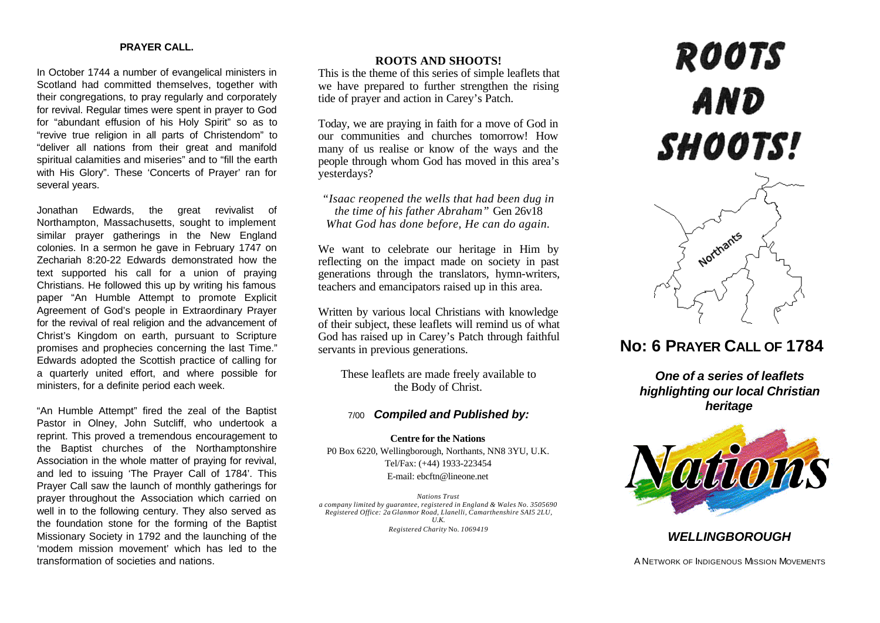## PRAYER CALL.

In October 1744 a number of evangelical ministers in Scotland had committed themselves, together with their congregations, to pray regularly and corporately for revival. Regular times were spent in prayer to God for "abundant effusion of his Holy Spirit" so as to "revive true religion in all parts of Christendom" to "deliver all nations from their great and manifold spiritual calamities and miseries" and to "fill the earth with His Glory". These 'Concerts of Prayer' ran for several years.

Jonathan Edwards, the great revivalist of Northampton, Massachusetts, sought to implement similar prayer gatherings in the New England colonies. In a sermon he gave in February 1747 on Zechariah 8:20-22 Edwards demonstrated how the text supported his call for a union of praying Christians. He followed this up by writing his famous paper "An Humble Attempt to promote Explicit Agreement of God's people in Extraordinary Prayer for the revival of real religion and the advancement of Christ's Kingdom on earth, pursuant to Scripture promises and prophecies concerning the last Time." Edwards adopted the Scottish practice of calling for a quarterly united effort, and where possible for ministers, for a definite period each week.

"An Humble Attempt" fired the zeal of the Baptist Pastor in Olney, John Sutcliff, who undertook a reprint. This proved a tremendous encouragement to the Baptist churches of the Northamptonshire Association in the whole matter of praying for revival, and led to issuing 'The Prayer Call of 1784'. This Prayer Call saw the launch of monthly gatherings for prayer throughout the Association which carried on well in to the following century. They also served as the foundation stone for the forming of the Baptist Missionary Society in 1792 and the launching of the 'modem mission movement' which has led to the transformation of societies and nations.

## ROOTS AND SHOOTS!

This is the theme of this series of simple leaflets that we have prepared to further strengthen the rising tide of prayer and action in Carey's Patch.

Today, we are praying in faith for a move of God in our communities and churches tomorrow! How many of us realise or know of the ways and the people through whom God has moved in this area's yesterdays?

*"Isaac reopened the wells that had been dug in the time of his father Abraham"* Gen 26v18
*What God has done before, He can do again.*

We want to celebrate our heritage in Him by reflecting on the impact made on society in past generations through the translators, hymn-writers, teachers and emancipators raised up in this area.

Written by various local Christians with knowledge of their subject, these leaflets will remind us of what God has raised up in Carey's Patch through faithful servants in previous generations.

These leaflets are made freely available to the Body of Christ.

7/00 ***Compiled and Published by:***

**Centre for the Nations**
P0 Box 6220, Wellingborough, Northants, NN8 3YU, U.K.
Tel/Fax: (+44) 1933-223454
E-mail: ebcftn@lineone.net

*Nations Trust*
*a company limited by guarantee, registered in England & Wales No. 3505690*
*Registered Office: 2a Glanmor Road, Llanelli, Camarthenshire SAI5 2LU, U.K.*
*Registered Charity No. 1069419*

# ROOTS AND SHOOTS!

Northants

## No: 6 PRAYER CALL OF 1784

***One of a series of leaflets highlighting our local Christian heritage***

Nations

***WELLINGBOROUGH***

A NETWORK OF INDIGENOUS MISSION MOVEMENTS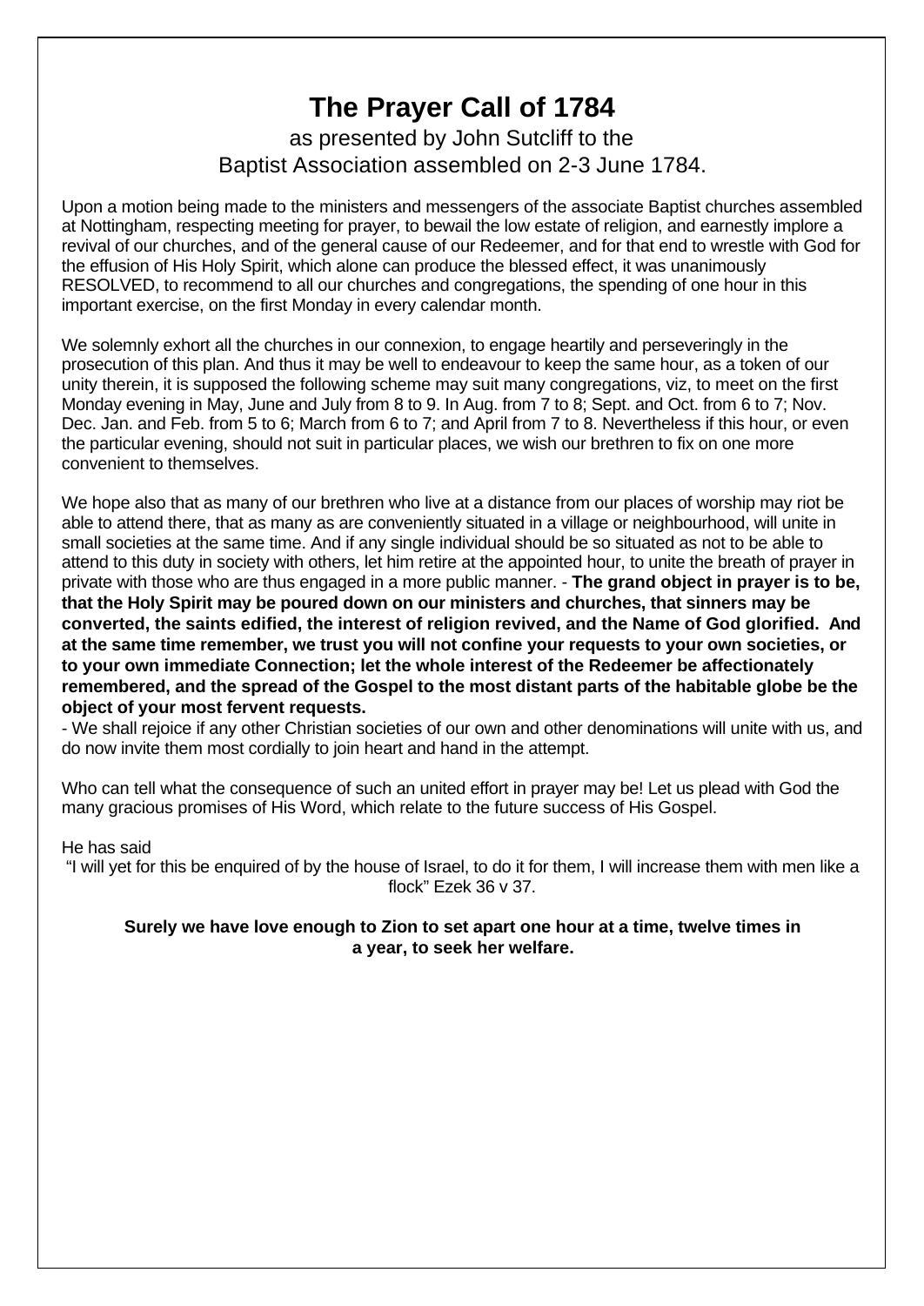# The Prayer Call of 1784

as presented by John Sutcliff to the
Baptist Association assembled on 2-3 June 1784.

Upon a motion being made to the ministers and messengers of the associate Baptist churches assembled at Nottingham, respecting meeting for prayer, to bewail the low estate of religion, and earnestly implore a revival of our churches, and of the general cause of our Redeemer, and for that end to wrestle with God for the effusion of His Holy Spirit, which alone can produce the blessed effect, it was unanimously RESOLVED, to recommend to all our churches and congregations, the spending of one hour in this important exercise, on the first Monday in every calendar month.

We solemnly exhort all the churches in our connexion, to engage heartily and perseveringly in the prosecution of this plan. And thus it may be well to endeavour to keep the same hour, as a token of our unity therein, it is supposed the following scheme may suit many congregations, viz, to meet on the first Monday evening in May, June and July from 8 to 9. In Aug. from 7 to 8; Sept. and Oct. from 6 to 7; Nov. Dec. Jan. and Feb. from 5 to 6; March from 6 to 7; and April from 7 to 8. Nevertheless if this hour, or even the particular evening, should not suit in particular places, we wish our brethren to fix on one more convenient to themselves.

We hope also that as many of our brethren who live at a distance from our places of worship may riot be able to attend there, that as many as are conveniently situated in a village or neighbourhood, will unite in small societies at the same time. And if any single individual should be so situated as not to be able to attend to this duty in society with others, let him retire at the appointed hour, to unite the breath of prayer in private with those who are thus engaged in a more public manner. - **The grand object in prayer is to be, that the Holy Spirit may be poured down on our ministers and churches, that sinners may be converted, the saints edified, the interest of religion revived, and the Name of God glorified. And at the same time remember, we trust you will not confine your requests to your own societies, or to your own immediate Connection; let the whole interest of the Redeemer be affectionately remembered, and the spread of the Gospel to the most distant parts of the habitable globe be the object of your most fervent requests.**
- We shall rejoice if any other Christian societies of our own and other denominations will unite with us, and do now invite them most cordially to join heart and hand in the attempt.

Who can tell what the consequence of such an united effort in prayer may be! Let us plead with God the many gracious promises of His Word, which relate to the future success of His Gospel.

He has said
"I will yet for this be enquired of by the house of Israel, to do it for them, I will increase them with men like a flock" Ezek 36 v 37.

**Surely we have love enough to Zion to set apart one hour at a time, twelve times in a year, to seek her welfare.**